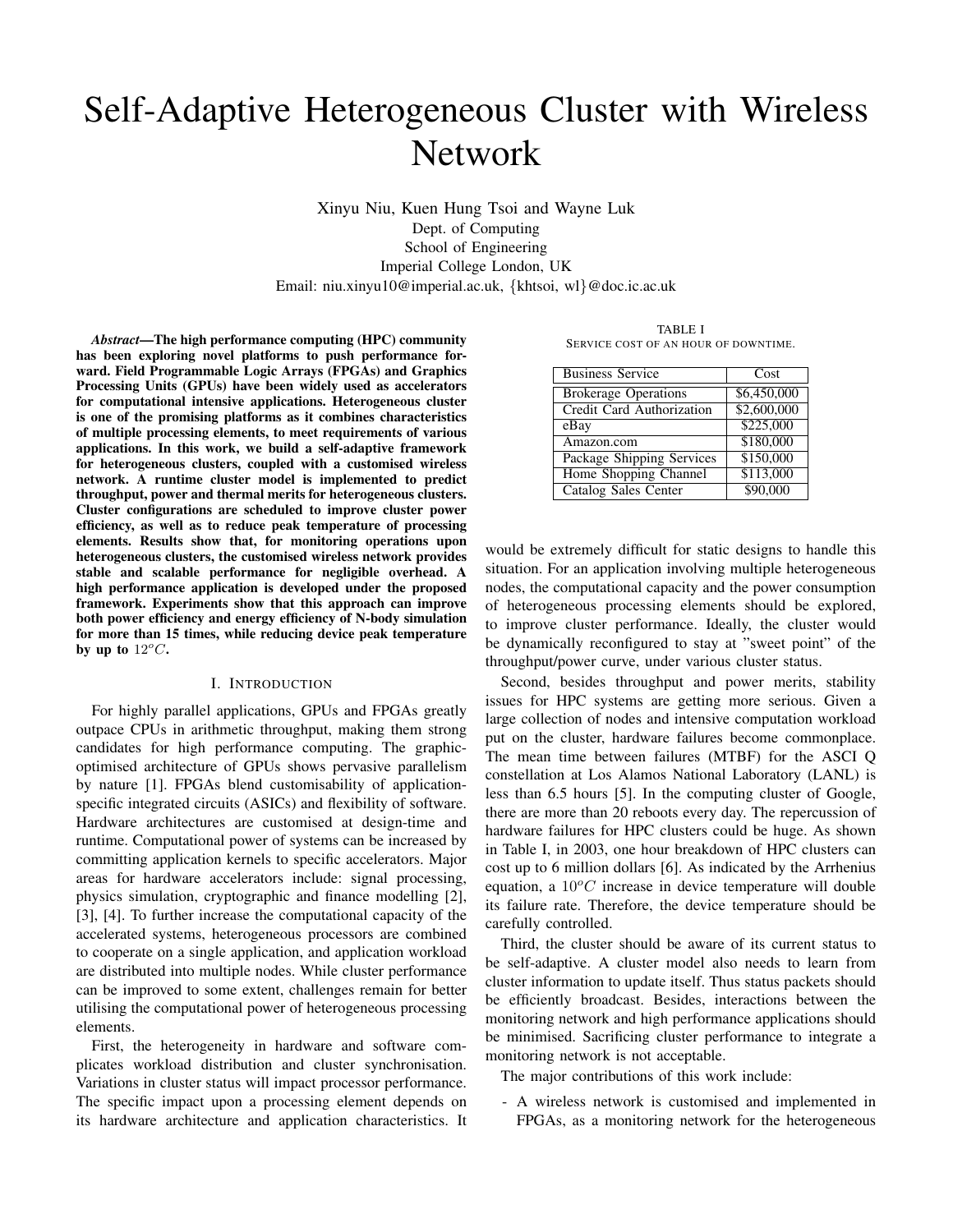# Self-Adaptive Heterogeneous Cluster with Wireless Network

Xinyu Niu, Kuen Hung Tsoi and Wayne Luk
Dept. of Computing
School of Engineering
Imperial College London, UK
Email: niu.xinyu10@imperial.ac.uk, {khtsoi, wl}@doc.ic.ac.uk

***Abstract*—The high performance computing (HPC) community has been exploring novel platforms to push performance forward. Field Programmable Logic Arrays (FPGAs) and Graphics Processing Units (GPUs) have been widely used as accelerators for computational intensive applications. Heterogeneous cluster is one of the promising platforms as it combines characteristics of multiple processing elements, to meet requirements of various applications. In this work, we build a self-adaptive framework for heterogeneous clusters, coupled with a customised wireless network. A runtime cluster model is implemented to predict throughput, power and thermal merits for heterogeneous clusters. Cluster configurations are scheduled to improve cluster power efficiency, as well as to reduce peak temperature of processing elements. Results show that, for monitoring operations upon heterogeneous clusters, the customised wireless network provides stable and scalable performance for negligible overhead. A high performance application is developed under the proposed framework. Experiments show that this approach can improve both power efficiency and energy efficiency of N-body simulation for more than 15 times, while reducing device peak temperature by up to $12^oC$.**

## I. Introduction

For highly parallel applications, GPUs and FPGAs greatly outpace CPUs in arithmetic throughput, making them strong candidates for high performance computing. The graphic-optimised architecture of GPUs shows pervasive parallelism by nature [1]. FPGAs blend customisability of application-specific integrated circuits (ASICs) and flexibility of software. Hardware architectures are customised at design-time and runtime. Computational power of systems can be increased by committing application kernels to specific accelerators. Major areas for hardware accelerators include: signal processing, physics simulation, cryptographic and finance modelling [2], [3], [4]. To further increase the computational capacity of the accelerated systems, heterogeneous processors are combined to cooperate on a single application, and application workload are distributed into multiple nodes. While cluster performance can be improved to some extent, challenges remain for better utilising the computational power of heterogeneous processing elements.

First, the heterogeneity in hardware and software complicates workload distribution and cluster synchronisation. Variations in cluster status will impact processor performance. The specific impact upon a processing element depends on its hardware architecture and application characteristics. It would be extremely difficult for static designs to handle this situation. For an application involving multiple heterogeneous nodes, the computational capacity and the power consumption of heterogeneous processing elements should be explored, to improve cluster performance. Ideally, the cluster would be dynamically reconfigured to stay at "sweet point" of the throughput/power curve, under various cluster status.

TABLE I
SERVICE COST OF AN HOUR OF DOWNTIME.

| Business Service | Cost |
|---|---|
| Brokerage Operations | \$6,450,000 |
| Credit Card Authorization | \$2,600,000 |
| eBay | \$225,000 |
| Amazon.com | \$180,000 |
| Package Shipping Services | \$150,000 |
| Home Shopping Channel | \$113,000 |
| Catalog Sales Center | \$90,000 |

Second, besides throughput and power merits, stability issues for HPC systems are getting more serious. Given a large collection of nodes and intensive computation workload put on the cluster, hardware failures become commonplace. The mean time between failures (MTBF) for the ASCI Q constellation at Los Alamos National Laboratory (LANL) is less than 6.5 hours [5]. In the computing cluster of Google, there are more than 20 reboots every day. The repercussion of hardware failures for HPC clusters could be huge. As shown in Table I, in 2003, one hour breakdown of HPC clusters can cost up to 6 million dollars [6]. As indicated by the Arrhenius equation, a $10^oC$ increase in device temperature will double its failure rate. Therefore, the device temperature should be carefully controlled.

Third, the cluster should be aware of its current status to be self-adaptive. A cluster model also needs to learn from cluster information to update itself. Thus status packets should be efficiently broadcast. Besides, interactions between the monitoring network and high performance applications should be minimised. Sacrificing cluster performance to integrate a monitoring network is not acceptable.

The major contributions of this work include:

- A wireless network is customised and implemented in FPGAs, as a monitoring network for the heterogeneous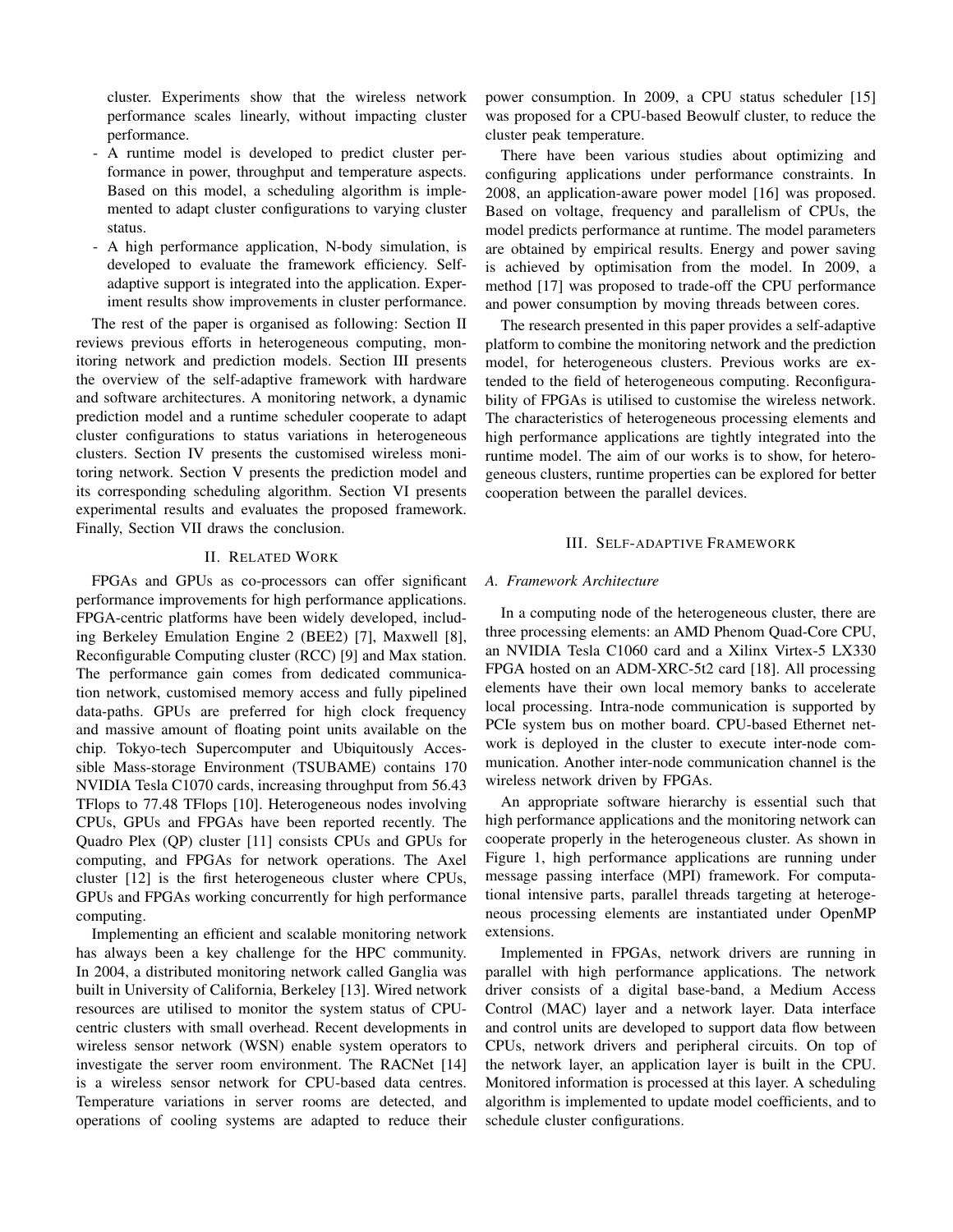cluster. Experiments show that the wireless network performance scales linearly, without impacting cluster performance.

- A runtime model is developed to predict cluster performance in power, throughput and temperature aspects. Based on this model, a scheduling algorithm is implemented to adapt cluster configurations to varying cluster status.
- A high performance application, N-body simulation, is developed to evaluate the framework efficiency. Self-adaptive support is integrated into the application. Experiment results show improvements in cluster performance.

The rest of the paper is organised as following: Section II reviews previous efforts in heterogeneous computing, monitoring network and prediction models. Section III presents the overview of the self-adaptive framework with hardware and software architectures. A monitoring network, a dynamic prediction model and a runtime scheduler cooperate to adapt cluster configurations to status variations in heterogeneous clusters. Section IV presents the customised wireless monitoring network. Section V presents the prediction model and its corresponding scheduling algorithm. Section VI presents experimental results and evaluates the proposed framework. Finally, Section VII draws the conclusion.

## II. Related Work

FPGAs and GPUs as co-processors can offer significant performance improvements for high performance applications. FPGA-centric platforms have been widely developed, including Berkeley Emulation Engine 2 (BEE2) [7], Maxwell [8], Reconfigurable Computing cluster (RCC) [9] and Max station. The performance gain comes from dedicated communication network, customised memory access and fully pipelined data-paths. GPUs are preferred for high clock frequency and massive amount of floating point units available on the chip. Tokyo-tech Supercomputer and Ubiquitously Accessible Mass-storage Environment (TSUBAME) contains 170 NVIDIA Tesla C1070 cards, increasing throughput from 56.43 TFlops to 77.48 TFlops [10]. Heterogeneous nodes involving CPUs, GPUs and FPGAs have been reported recently. The Quadro Plex (QP) cluster [11] consists CPUs and GPUs for computing, and FPGAs for network operations. The Axel cluster [12] is the first heterogeneous cluster where CPUs, GPUs and FPGAs working concurrently for high performance computing.

Implementing an efficient and scalable monitoring network has always been a key challenge for the HPC community. In 2004, a distributed monitoring network called Ganglia was built in University of California, Berkeley [13]. Wired network resources are utilised to monitor the system status of CPU-centric clusters with small overhead. Recent developments in wireless sensor network (WSN) enable system operators to investigate the server room environment. The RACNet [14] is a wireless sensor network for CPU-based data centres. Temperature variations in server rooms are detected, and operations of cooling systems are adapted to reduce their power consumption. In 2009, a CPU status scheduler [15] was proposed for a CPU-based Beowulf cluster, to reduce the cluster peak temperature.

There have been various studies about optimizing and configuring applications under performance constraints. In 2008, an application-aware power model [16] was proposed. Based on voltage, frequency and parallelism of CPUs, the model predicts performance at runtime. The model parameters are obtained by empirical results. Energy and power saving is achieved by optimisation from the model. In 2009, a method [17] was proposed to trade-off the CPU performance and power consumption by moving threads between cores.

The research presented in this paper provides a self-adaptive platform to combine the monitoring network and the prediction model, for heterogeneous clusters. Previous works are extended to the field of heterogeneous computing. Reconfigurability of FPGAs is utilised to customise the wireless network. The characteristics of heterogeneous processing elements and high performance applications are tightly integrated into the runtime model. The aim of our works is to show, for heterogeneous clusters, runtime properties can be explored for better cooperation between the parallel devices.

## III. Self-adaptive Framework

### A. Framework Architecture

In a computing node of the heterogeneous cluster, there are three processing elements: an AMD Phenom Quad-Core CPU, an NVIDIA Tesla C1060 card and a Xilinx Virtex-5 LX330 FPGA hosted on an ADM-XRC-5t2 card [18]. All processing elements have their own local memory banks to accelerate local processing. Intra-node communication is supported by PCIe system bus on mother board. CPU-based Ethernet network is deployed in the cluster to execute inter-node communication. Another inter-node communication channel is the wireless network driven by FPGAs.

An appropriate software hierarchy is essential such that high performance applications and the monitoring network can cooperate properly in the heterogeneous cluster. As shown in Figure 1, high performance applications are running under message passing interface (MPI) framework. For computational intensive parts, parallel threads targeting at heterogeneous processing elements are instantiated under OpenMP extensions.

Implemented in FPGAs, network drivers are running in parallel with high performance applications. The network driver consists of a digital base-band, a Medium Access Control (MAC) layer and a network layer. Data interface and control units are developed to support data flow between CPUs, network drivers and peripheral circuits. On top of the network layer, an application layer is built in the CPU. Monitored information is processed at this layer. A scheduling algorithm is implemented to update model coefficients, and to schedule cluster configurations.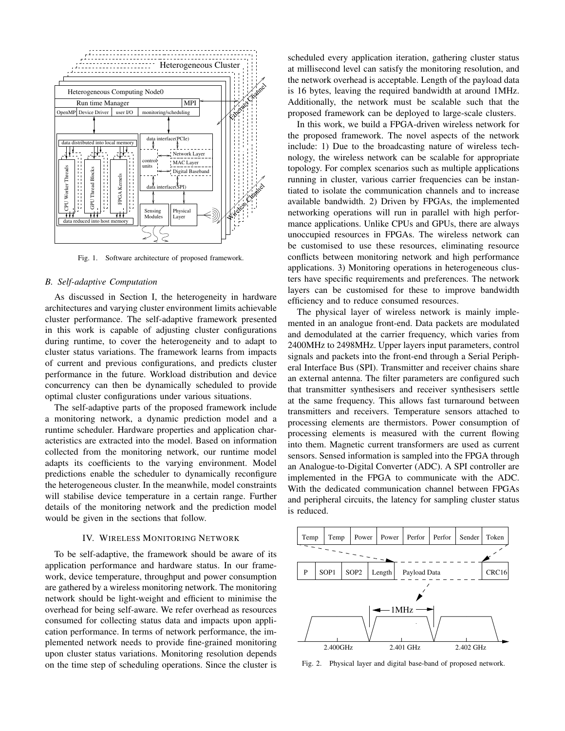Fig. 1. Software architecture of proposed framework.

### B. Self-adaptive Computation

As discussed in Section I, the heterogeneity in hardware architectures and varying cluster environment limits achievable cluster performance. The self-adaptive framework presented in this work is capable of adjusting cluster configurations during runtime, to cover the heterogeneity and to adapt to cluster status variations. The framework learns from impacts of current and previous configurations, and predicts cluster performance in the future. Workload distribution and device concurrency can then be dynamically scheduled to provide optimal cluster configurations under various situations.

The self-adaptive parts of the proposed framework include a monitoring network, a dynamic prediction model and a runtime scheduler. Hardware properties and application characteristics are extracted into the model. Based on information collected from the monitoring network, our runtime model adapts its coefficients to the varying environment. Model predictions enable the scheduler to dynamically reconfigure the heterogeneous cluster. In the meanwhile, model constraints will stabilise device temperature in a certain range. Further details of the monitoring network and the prediction model would be given in the sections that follow.

## IV. Wireless Monitoring Network

To be self-adaptive, the framework should be aware of its application performance and hardware status. In our framework, device temperature, throughput and power consumption are gathered by a wireless monitoring network. The monitoring network should be light-weight and efficient to minimise the overhead for being self-aware. We refer overhead as resources consumed for collecting status data and impacts upon application performance. In terms of network performance, the implemented network needs to provide fine-grained monitoring upon cluster status variations. Monitoring resolution depends on the time step of scheduling operations. Since the cluster is scheduled every application iteration, gathering cluster status at millisecond level can satisfy the monitoring resolution, and the network overhead is acceptable. Length of the payload data is 16 bytes, leaving the required bandwidth at around 1MHz. Additionally, the network must be scalable such that the proposed framework can be deployed to large-scale clusters.

In this work, we build a FPGA-driven wireless network for the proposed framework. The novel aspects of the network include: 1) Due to the broadcasting nature of wireless technology, the wireless network can be scalable for appropriate topology. For complex scenarios such as multiple applications running in cluster, various carrier frequencies can be instantiated to isolate the communication channels and to increase available bandwidth. 2) Driven by FPGAs, the implemented networking operations will run in parallel with high performance applications. Unlike CPUs and GPUs, there are always unoccupied resources in FPGAs. The wireless network can be customised to use these resources, eliminating resource conflicts between monitoring network and high performance applications. 3) Monitoring operations in heterogeneous clusters have specific requirements and preferences. The network layers can be customised for these to improve bandwidth efficiency and to reduce consumed resources.

The physical layer of wireless network is mainly implemented in an analogue front-end. Data packets are modulated and demodulated at the carrier frequency, which varies from 2400MHz to 2498MHz. Upper layers input parameters, control signals and packets into the front-end through a Serial Peripheral Interface Bus (SPI). Transmitter and receiver chains share an external antenna. The filter parameters are configured such that transmitter synthesisers and receiver synthesisers settle at the same frequency. This allows fast turnaround between transmitters and receivers. Temperature sensors attached to processing elements are thermistors. Power consumption of processing elements is measured with the current flowing into them. Magnetic current transformers are used as current sensors. Sensed information is sampled into the FPGA through an Analogue-to-Digital Converter (ADC). A SPI controller are implemented in the FPGA to communicate with the ADC. With the dedicated communication channel between FPGAs and peripheral circuits, the latency for sampling cluster status is reduced.

Fig. 2. Physical layer and digital base-band of proposed network.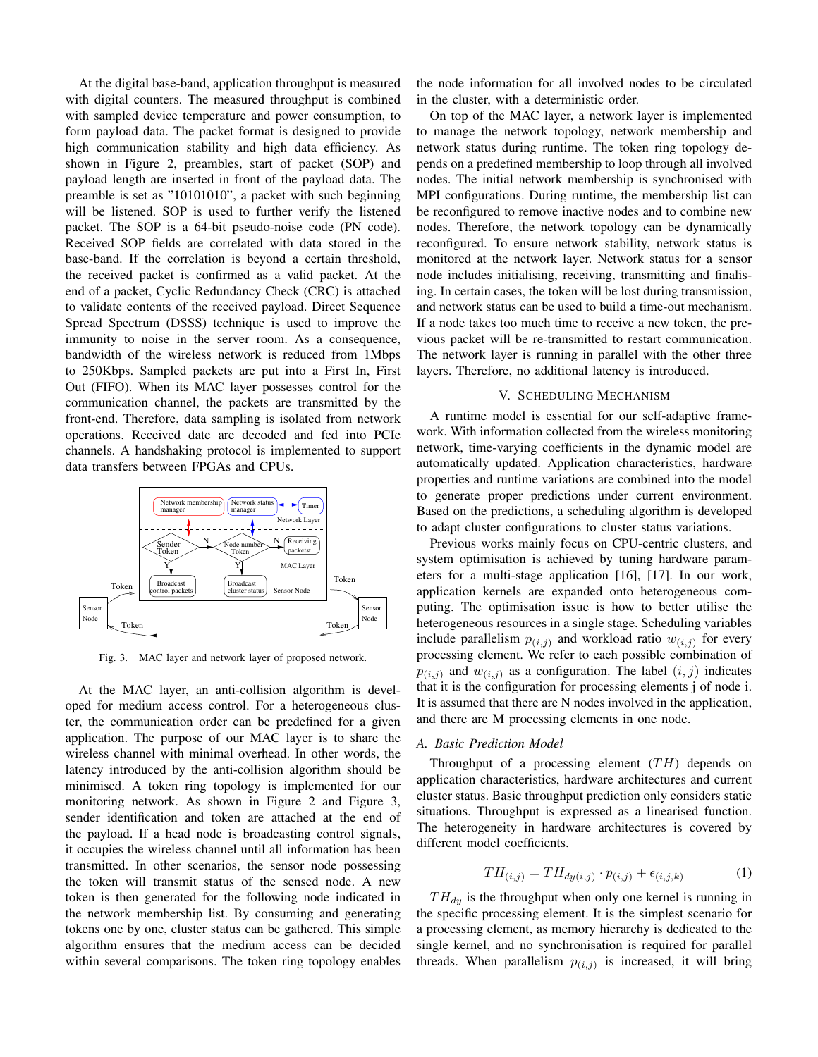At the digital base-band, application throughput is measured with digital counters. The measured throughput is combined with sampled device temperature and power consumption, to form payload data. The packet format is designed to provide high communication stability and high data efficiency. As shown in Figure 2, preambles, start of packet (SOP) and payload length are inserted in front of the payload data. The preamble is set as "10101010", a packet with such beginning will be listened. SOP is used to further verify the listened packet. The SOP is a 64-bit pseudo-noise code (PN code). Received SOP fields are correlated with data stored in the base-band. If the correlation is beyond a certain threshold, the received packet is confirmed as a valid packet. At the end of a packet, Cyclic Redundancy Check (CRC) is attached to validate contents of the received payload. Direct Sequence Spread Spectrum (DSSS) technique is used to improve the immunity to noise in the server room. As a consequence, bandwidth of the wireless network is reduced from 1Mbps to 250Kbps. Sampled packets are put into a First In, First Out (FIFO). When its MAC layer possesses control for the communication channel, the packets are transmitted by the front-end. Therefore, data sampling is isolated from network operations. Received date are decoded and fed into PCIe channels. A handshaking protocol is implemented to support data transfers between FPGAs and CPUs.

Fig. 3. MAC layer and network layer of proposed network.

At the MAC layer, an anti-collision algorithm is developed for medium access control. For a heterogeneous cluster, the communication order can be predefined for a given application. The purpose of our MAC layer is to share the wireless channel with minimal overhead. In other words, the latency introduced by the anti-collision algorithm should be minimised. A token ring topology is implemented for our monitoring network. As shown in Figure 2 and Figure 3, sender identification and token are attached at the end of the payload. If a head node is broadcasting control signals, it occupies the wireless channel until all information has been transmitted. In other scenarios, the sensor node possessing the token will transmit status of the sensed node. A new token is then generated for the following node indicated in the network membership list. By consuming and generating tokens one by one, cluster status can be gathered. This simple algorithm ensures that the medium access can be decided within several comparisons. The token ring topology enables the node information for all involved nodes to be circulated in the cluster, with a deterministic order.

On top of the MAC layer, a network layer is implemented to manage the network topology, network membership and network status during runtime. The token ring topology depends on a predefined membership to loop through all involved nodes. The initial network membership is synchronised with MPI configurations. During runtime, the membership list can be reconfigured to remove inactive nodes and to combine new nodes. Therefore, the network topology can be dynamically reconfigured. To ensure network stability, network status is monitored at the network layer. Network status for a sensor node includes initialising, receiving, transmitting and finalising. In certain cases, the token will be lost during transmission, and network status can be used to build a time-out mechanism. If a node takes too much time to receive a new token, the previous packet will be re-transmitted to restart communication. The network layer is running in parallel with the other three layers. Therefore, no additional latency is introduced.

## V. Scheduling Mechanism

A runtime model is essential for our self-adaptive framework. With information collected from the wireless monitoring network, time-varying coefficients in the dynamic model are automatically updated. Application characteristics, hardware properties and runtime variations are combined into the model to generate proper predictions under current environment. Based on the predictions, a scheduling algorithm is developed to adapt cluster configurations to cluster status variations.

Previous works mainly focus on CPU-centric clusters, and system optimisation is achieved by tuning hardware parameters for a multi-stage application [16], [17]. In our work, application kernels are expanded onto heterogeneous computing. The optimisation issue is how to better utilise the heterogeneous resources in a single stage. Scheduling variables include parallelism $p_{(i,j)}$ and workload ratio $w_{(i,j)}$ for every processing element. We refer to each possible combination of $p_{(i,j)}$ and $w_{(i,j)}$ as a configuration. The label $(i, j)$ indicates that it is the configuration for processing elements j of node i. It is assumed that there are N nodes involved in the application, and there are M processing elements in one node.

### A. Basic Prediction Model

Throughput of a processing element ($TH$) depends on application characteristics, hardware architectures and current cluster status. Basic throughput prediction only considers static situations. Throughput is expressed as a linearised function. The heterogeneity in hardware architectures is covered by different model coefficients.

$$TH_{(i,j)} = TH_{dy(i,j)} \cdot p_{(i,j)} + \epsilon_{(i,j,k)} \tag{1}$$

$TH_{dy}$ is the throughput when only one kernel is running in the specific processing element. It is the simplest scenario for a processing element, as memory hierarchy is dedicated to the single kernel, and no synchronisation is required for parallel threads. When parallelism $p_{(i,j)}$ is increased, it will bring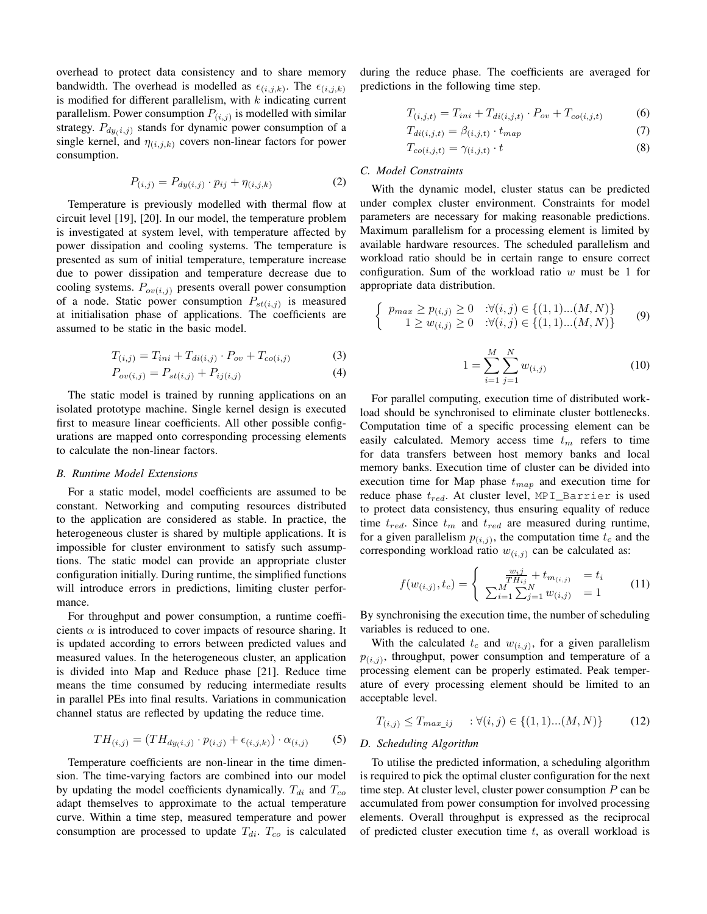overhead to protect data consistency and to share memory bandwidth. The overhead is modelled as $\epsilon_{(i,j,k)}$. The $\epsilon_{(i,j,k)}$ is modified for different parallelism, with $k$ indicating current parallelism. Power consumption $P_{(i,j)}$ is modelled with similar strategy. $P_{dy_{(i,j)}}$ stands for dynamic power consumption of a single kernel, and $\eta_{(i,j,k)}$ covers non-linear factors for power consumption.

$$P_{(i,j)} = P_{dy(i,j)} \cdot p_{ij} + \eta_{(i,j,k)} \tag{2}$$

Temperature is previously modelled with thermal flow at circuit level [19], [20]. In our model, the temperature problem is investigated at system level, with temperature affected by power dissipation and cooling systems. The temperature is presented as sum of initial temperature, temperature increase due to power dissipation and temperature decrease due to cooling systems. $P_{ov(i,j)}$ presents overall power consumption of a node. Static power consumption $P_{st(i,j)}$ is measured at initialisation phase of applications. The coefficients are assumed to be static in the basic model.

$$T_{(i,j)} = T_{ini} + T_{di(i,j)} \cdot P_{ov} + T_{co(i,j)} \tag{3}$$

$$P_{ov(i,j)} = P_{st(i,j)} + P_{ij(i,j)} \tag{4}$$

The static model is trained by running applications on an isolated prototype machine. Single kernel design is executed first to measure linear coefficients. All other possible configurations are mapped onto corresponding processing elements to calculate the non-linear factors.

### B. Runtime Model Extensions

For a static model, model coefficients are assumed to be constant. Networking and computing resources distributed to the application are considered as stable. In practice, the heterogeneous cluster is shared by multiple applications. It is impossible for cluster environment to satisfy such assumptions. The static model can provide an appropriate cluster configuration initially. During runtime, the simplified functions will introduce errors in predictions, limiting cluster performance.

For throughput and power consumption, a runtime coefficients $\alpha$ is introduced to cover impacts of resource sharing. It is updated according to errors between predicted values and measured values. In the heterogeneous cluster, an application is divided into Map and Reduce phase [21]. Reduce time means the time consumed by reducing intermediate results in parallel PEs into final results. Variations in communication channel status are reflected by updating the reduce time.

$$TH_{(i,j)} = (TH_{dy(i,j)} \cdot p_{(i,j)} + \epsilon_{(i,j,k)}) \cdot \alpha_{(i,j)} \tag{5}$$

Temperature coefficients are non-linear in the time dimension. The time-varying factors are combined into our model by updating the model coefficients dynamically. $T_{di}$ and $T_{co}$ adapt themselves to approximate to the actual temperature curve. Within a time step, measured temperature and power consumption are processed to update $T_{di}$. $T_{co}$ is calculated during the reduce phase. The coefficients are averaged for predictions in the following time step.

$$T_{(i,j,t)} = T_{ini} + T_{di(i,j,t)} \cdot P_{ov} + T_{co(i,j,t)} \tag{6}$$

$$T_{di(i,j,t)} = \beta_{(i,j,t)} \cdot t_{map} \tag{7}$$

$$T_{co(i,j,t)} = \gamma_{(i,j,t)} \cdot t \tag{8}$$

### C. Model Constraints

With the dynamic model, cluster status can be predicted under complex cluster environment. Constraints for model parameters are necessary for making reasonable predictions. Maximum parallelism for a processing element is limited by available hardware resources. The scheduled parallelism and workload ratio should be in certain range to ensure correct configuration. Sum of the workload ratio $w$ must be 1 for appropriate data distribution.

$$\begin{cases} p_{max} \geq p_{(i,j)} \geq 0 & :\forall(i,j) \in \{(1,1)...(M,N)\} \\ 1 \geq w_{(i,j)} \geq 0 & :\forall(i,j) \in \{(1,1)...(M,N)\} \end{cases} \tag{9}$$

$$1 = \sum_{i=1}^{M} \sum_{j=1}^{N} w_{(i,j)} \tag{10}$$

For parallel computing, execution time of distributed workload should be synchronised to eliminate cluster bottlenecks. Computation time of a specific processing element can be easily calculated. Memory access time $t_m$ refers to time for data transfers between host memory banks and local memory banks. Execution time of cluster can be divided into execution time for Map phase $t_{map}$ and execution time for reduce phase $t_{red}$. At cluster level, `MPI_Barrier` is used to protect data consistency, thus ensuring equality of reduce time $t_{red}$. Since $t_m$ and $t_{red}$ are measured during runtime, for a given parallelism $p_{(i,j)}$, the computation time $t_c$ and the corresponding workload ratio $w_{(i,j)}$ can be calculated as:

$$f(w_{(i,j)}, t_c) = \begin{cases} \frac{w_i j}{TH_{ij}} + t_{m_{(i,j)}} & = t_i \\ \sum_{i=1}^{M} \sum_{j=1}^{N} w_{(i,j)} & = 1 \end{cases} \tag{11}$$

By synchronising the execution time, the number of scheduling variables is reduced to one.

With the calculated $t_c$ and $w_{(i,j)}$, for a given parallelism $p_{(i,j)}$, throughput, power consumption and temperature of a processing element can be properly estimated. Peak temperature of every processing element should be limited to an acceptable level.

$$T_{(i,j)} \leq T_{max\_ij} \quad : \forall(i,j) \in \{(1,1)...(M,N)\} \tag{12}$$

### D. Scheduling Algorithm

To utilise the predicted information, a scheduling algorithm is required to pick the optimal cluster configuration for the next time step. At cluster level, cluster power consumption $P$ can be accumulated from power consumption for involved processing elements. Overall throughput is expressed as the reciprocal of predicted cluster execution time $t$, as overall workload is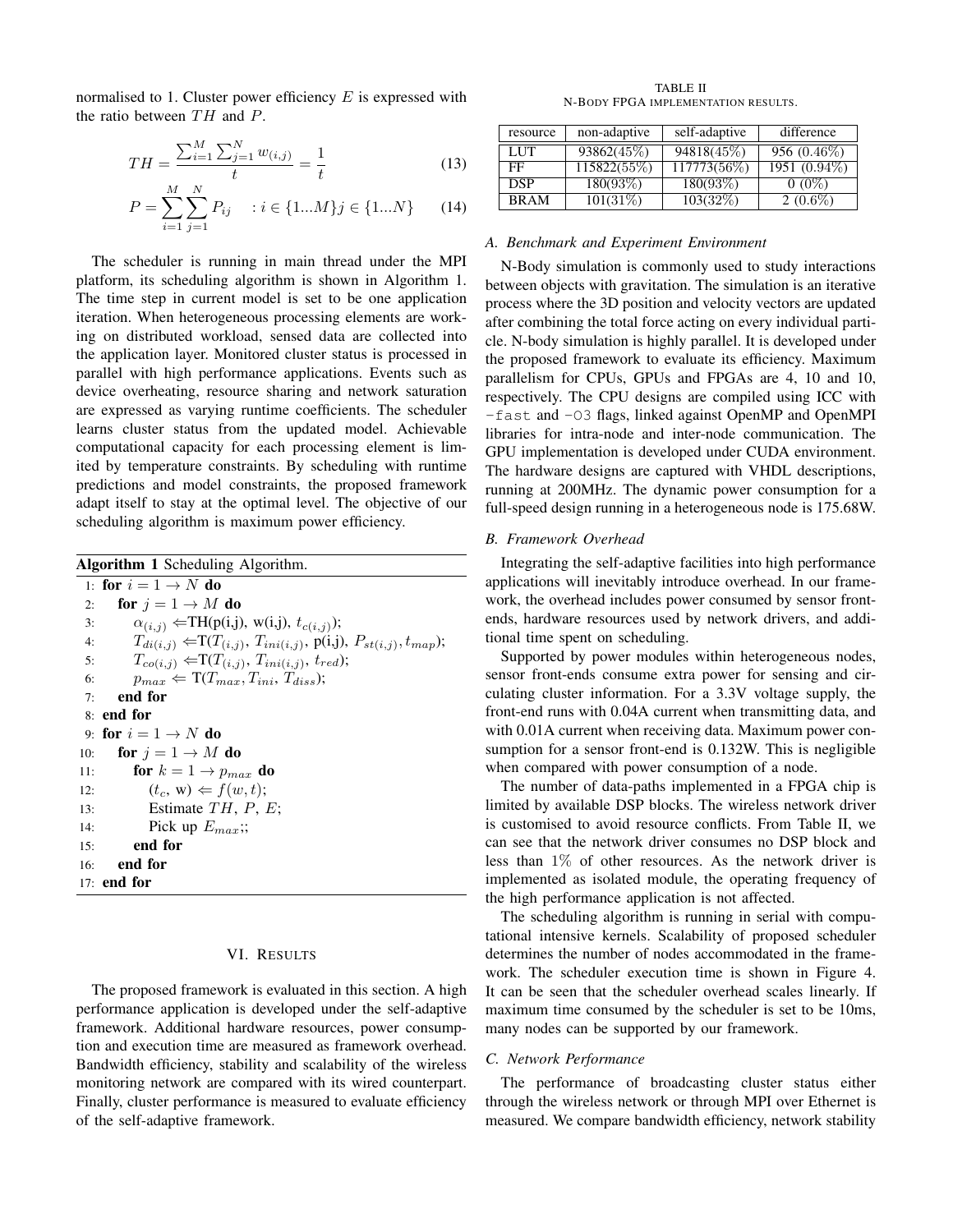normalised to 1. Cluster power efficiency $E$ is expressed with the ratio between $TH$ and $P$.

$$TH = \frac{\sum_{i=1}^{M} \sum_{j=1}^{N} w_{(i,j)}}{t} = \frac{1}{t} \tag{13}$$

$$P = \sum_{i=1}^{M} \sum_{j=1}^{N} P_{ij} \quad : i \in \{1...M\} j \in \{1...N\} \tag{14}$$

The scheduler is running in main thread under the MPI platform, its scheduling algorithm is shown in Algorithm 1. The time step in current model is set to be one application iteration. When heterogeneous processing elements are working on distributed workload, sensed data are collected into the application layer. Monitored cluster status is processed in parallel with high performance applications. Events such as device overheating, resource sharing and network saturation are expressed as varying runtime coefficients. The scheduler learns cluster status from the updated model. Achievable computational capacity for each processing element is limited by temperature constraints. By scheduling with runtime predictions and model constraints, the proposed framework adapt itself to stay at the optimal level. The objective of our scheduling algorithm is maximum power efficiency.

**Algorithm 1** Scheduling Algorithm.

1: **for** $i = 1 \rightarrow N$ **do**
2: &nbsp;&nbsp;&nbsp;&nbsp;**for** $j = 1 \rightarrow M$ **do**
3: &nbsp;&nbsp;&nbsp;&nbsp;&nbsp;&nbsp;&nbsp;&nbsp;$\alpha_{(i,j)} \Leftarrow$TH(p(i,j), w(i,j), $t_{c(i,j)}$);
4: &nbsp;&nbsp;&nbsp;&nbsp;&nbsp;&nbsp;&nbsp;&nbsp;$T_{di(i,j)} \Leftarrow$T($T_{(i,j)}$, $T_{ini(i,j)}$, p(i,j), $P_{st(i,j)}, t_{map}$);
5: &nbsp;&nbsp;&nbsp;&nbsp;&nbsp;&nbsp;&nbsp;&nbsp;$T_{co(i,j)} \Leftarrow$T($T_{(i,j)}$, $T_{ini(i,j)}$, $t_{red}$);
6: &nbsp;&nbsp;&nbsp;&nbsp;&nbsp;&nbsp;&nbsp;&nbsp;$p_{max} \Leftarrow$ T($T_{max}, T_{ini}, T_{diss}$);
7: &nbsp;&nbsp;&nbsp;&nbsp;**end for**
8: **end for**
9: **for** $i = 1 \rightarrow N$ **do**
10: &nbsp;&nbsp;&nbsp;&nbsp;**for** $j = 1 \rightarrow M$ **do**
11: &nbsp;&nbsp;&nbsp;&nbsp;&nbsp;&nbsp;&nbsp;&nbsp;**for** $k = 1 \rightarrow p_{max}$ **do**
12: &nbsp;&nbsp;&nbsp;&nbsp;&nbsp;&nbsp;&nbsp;&nbsp;&nbsp;&nbsp;&nbsp;&nbsp;($t_c$, w) $\Leftarrow f(w, t)$;
13: &nbsp;&nbsp;&nbsp;&nbsp;&nbsp;&nbsp;&nbsp;&nbsp;&nbsp;&nbsp;&nbsp;&nbsp;Estimate $TH$, $P$, $E$;
14: &nbsp;&nbsp;&nbsp;&nbsp;&nbsp;&nbsp;&nbsp;&nbsp;&nbsp;&nbsp;&nbsp;&nbsp;Pick up $E_{max}$;;
15: &nbsp;&nbsp;&nbsp;&nbsp;&nbsp;&nbsp;&nbsp;&nbsp;**end for**
16: &nbsp;&nbsp;&nbsp;&nbsp;**end for**
17: **end for**

## VI. RESULTS

The proposed framework is evaluated in this section. A high performance application is developed under the self-adaptive framework. Additional hardware resources, power consumption and execution time are measured as framework overhead. Bandwidth efficiency, stability and scalability of the wireless monitoring network are compared with its wired counterpart. Finally, cluster performance is measured to evaluate efficiency of the self-adaptive framework.

TABLE II
N-BODY FPGA IMPLEMENTATION RESULTS.

| resource | non-adaptive | self-adaptive | difference |
|---|---|---|---|
| LUT | 93862(45%) | 94818(45%) | 956 (0.46%) |
| FF | 115822(55%) | 117773(56%) | 1951 (0.94%) |
| DSP | 180(93%) | 180(93%) | 0 (0%) |
| BRAM | 101(31%) | 103(32%) | 2 (0.6%) |

### A. Benchmark and Experiment Environment

N-Body simulation is commonly used to study interactions between objects with gravitation. The simulation is an iterative process where the 3D position and velocity vectors are updated after combining the total force acting on every individual particle. N-body simulation is highly parallel. It is developed under the proposed framework to evaluate its efficiency. Maximum parallelism for CPUs, GPUs and FPGAs are 4, 10 and 10, respectively. The CPU designs are compiled using ICC with `-fast` and `-O3` flags, linked against OpenMP and OpenMPI libraries for intra-node and inter-node communication. The GPU implementation is developed under CUDA environment. The hardware designs are captured with VHDL descriptions, running at 200MHz. The dynamic power consumption for a full-speed design running in a heterogeneous node is 175.68W.

### B. Framework Overhead

Integrating the self-adaptive facilities into high performance applications will inevitably introduce overhead. In our framework, the overhead includes power consumed by sensor front-ends, hardware resources used by network drivers, and additional time spent on scheduling.

Supported by power modules within heterogeneous nodes, sensor front-ends consume extra power for sensing and circulating cluster information. For a 3.3V voltage supply, the front-end runs with 0.04A current when transmitting data, and with 0.01A current when receiving data. Maximum power consumption for a sensor front-end is 0.132W. This is negligible when compared with power consumption of a node.

The number of data-paths implemented in a FPGA chip is limited by available DSP blocks. The wireless network driver is customised to avoid resource conflicts. From Table II, we can see that the network driver consumes no DSP block and less than 1% of other resources. As the network driver is implemented as isolated module, the operating frequency of the high performance application is not affected.

The scheduling algorithm is running in serial with computational intensive kernels. Scalability of proposed scheduler determines the number of nodes accommodated in the framework. The scheduler execution time is shown in Figure 4. It can be seen that the scheduler overhead scales linearly. If maximum time consumed by the scheduler is set to be 10ms, many nodes can be supported by our framework.

### C. Network Performance

The performance of broadcasting cluster status either through the wireless network or through MPI over Ethernet is measured. We compare bandwidth efficiency, network stability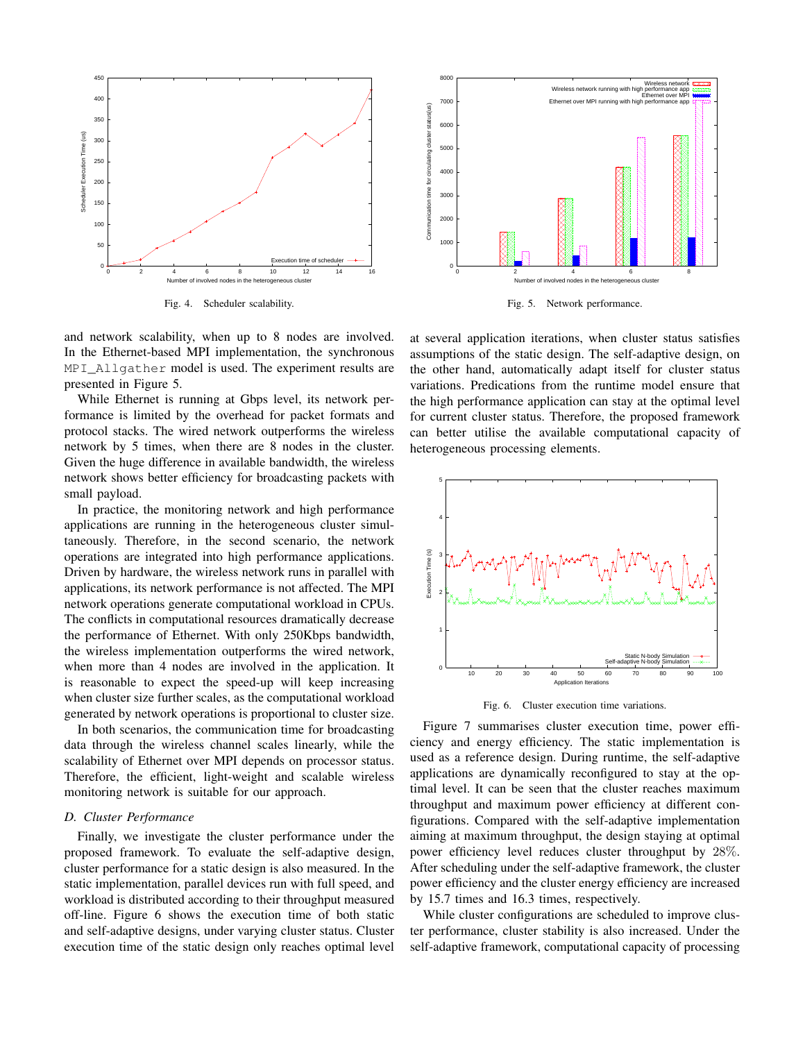Fig. 4. Scheduler scalability.

Fig. 5. Network performance.

and network scalability, when up to 8 nodes are involved. In the Ethernet-based MPI implementation, the synchronous `MPI_Allgather` model is used. The experiment results are presented in Figure 5.

While Ethernet is running at Gbps level, its network performance is limited by the overhead for packet formats and protocol stacks. The wired network outperforms the wireless network by 5 times, when there are 8 nodes in the cluster. Given the huge difference in available bandwidth, the wireless network shows better efficiency for broadcasting packets with small payload.

In practice, the monitoring network and high performance applications are running in the heterogeneous cluster simultaneously. Therefore, in the second scenario, the network operations are integrated into high performance applications. Driven by hardware, the wireless network runs in parallel with applications, its network performance is not affected. The MPI network operations generate computational workload in CPUs. The conflicts in computational resources dramatically decrease the performance of Ethernet. With only 250Kbps bandwidth, the wireless implementation outperforms the wired network, when more than 4 nodes are involved in the application. It is reasonable to expect the speed-up will keep increasing when cluster size further scales, as the computational workload generated by network operations is proportional to cluster size.

In both scenarios, the communication time for broadcasting data through the wireless channel scales linearly, while the scalability of Ethernet over MPI depends on processor status. Therefore, the efficient, light-weight and scalable wireless monitoring network is suitable for our approach.

### D. Cluster Performance

Finally, we investigate the cluster performance under the proposed framework. To evaluate the self-adaptive design, cluster performance for a static design is also measured. In the static implementation, parallel devices run with full speed, and workload is distributed according to their throughput measured off-line. Figure 6 shows the execution time of both static and self-adaptive designs, under varying cluster status. Cluster execution time of the static design only reaches optimal level at several application iterations, when cluster status satisfies assumptions of the static design. The self-adaptive design, on the other hand, automatically adapt itself for cluster status variations. Predications from the runtime model ensure that the high performance application can stay at the optimal level for current cluster status. Therefore, the proposed framework can better utilise the available computational capacity of heterogeneous processing elements.

Fig. 6. Cluster execution time variations.

Figure 7 summarises cluster execution time, power efficiency and energy efficiency. The static implementation is used as a reference design. During runtime, the self-adaptive applications are dynamically reconfigured to stay at the optimal level. It can be seen that the cluster reaches maximum throughput and maximum power efficiency at different configurations. Compared with the self-adaptive implementation aiming at maximum throughput, the design staying at optimal power efficiency level reduces cluster throughput by $28\%$. After scheduling under the self-adaptive framework, the cluster power efficiency and the cluster energy efficiency are increased by 15.7 times and 16.3 times, respectively.

While cluster configurations are scheduled to improve cluster performance, cluster stability is also increased. Under the self-adaptive framework, computational capacity of processing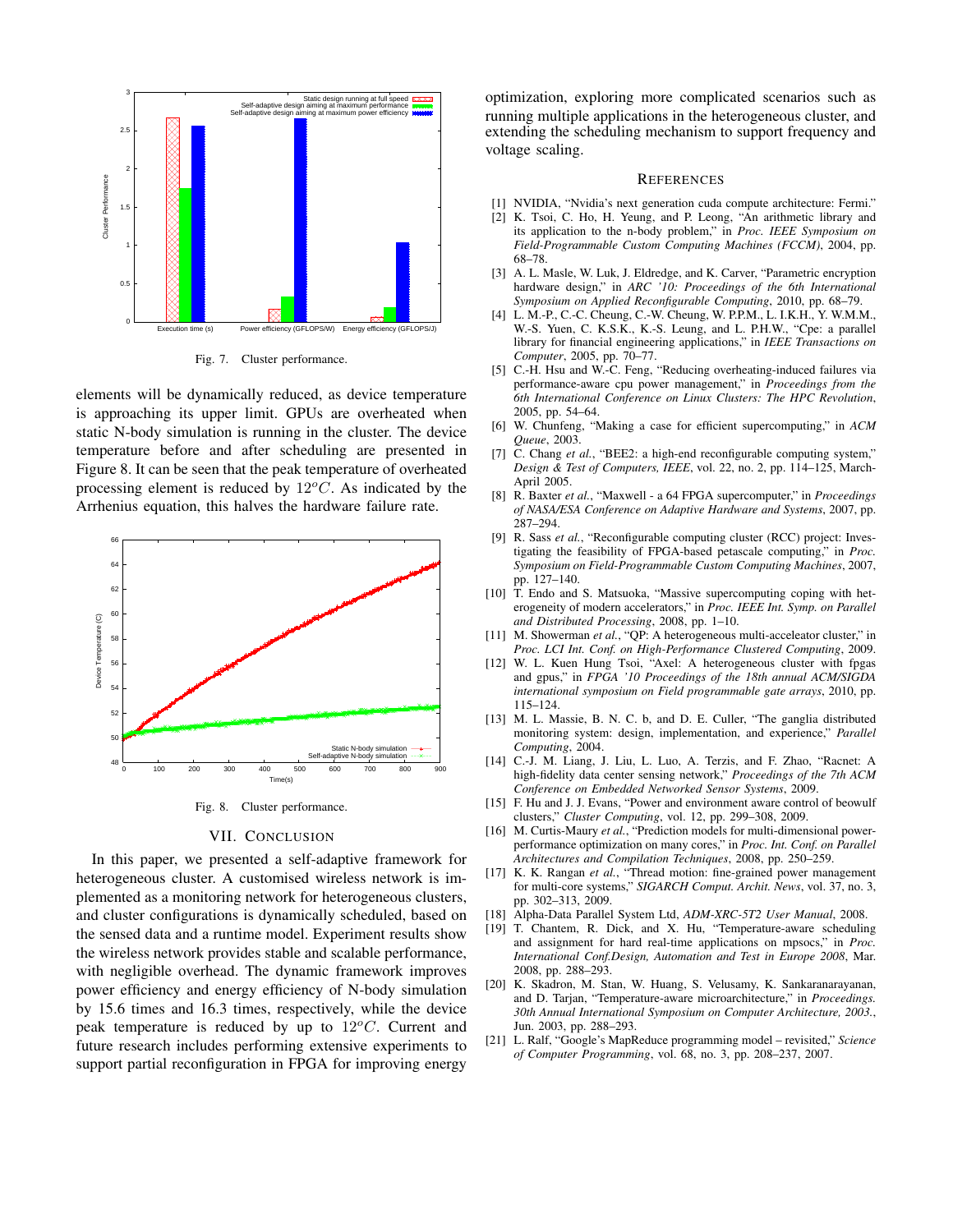Cluster Performance

3

2.5

2

1.5

1

0.5

0

Static design running at full speed

Self-adaptive design aiming at maximum performance

Self-adaptive design aiming at maximum power efficiency

Execution time (s)

Power efficiency (GFLOPS/W)

Energy efficiency (GFLOPS/J)

Fig. 7. Cluster performance.

elements will be dynamically reduced, as device temperature is approaching its upper limit. GPUs are overheated when static N-body simulation is running in the cluster. The device temperature before and after scheduling are presented in Figure 8. It can be seen that the peak temperature of overheated processing element is reduced by $12^oC$. As indicated by the Arrhenius equation, this halves the hardware failure rate.

Device Temperature (C)

66

64

62

60

58

56

54

52

50

48

0 100 200 300 400 500 600 700 800 900

Time(s)

Static N-body simulation

Self-adaptive N-body simulation

Fig. 8. Cluster performance.

## VII. Conclusion

In this paper, we presented a self-adaptive framework for heterogeneous cluster. A customised wireless network is implemented as a monitoring network for heterogeneous clusters, and cluster configurations is dynamically scheduled, based on the sensed data and a runtime model. Experiment results show the wireless network provides stable and scalable performance, with negligible overhead. The dynamic framework improves power efficiency and energy efficiency of N-body simulation by 15.6 times and 16.3 times, respectively, while the device peak temperature is reduced by up to $12^oC$. Current and future research includes performing extensive experiments to support partial reconfiguration in FPGA for improving energy optimization, exploring more complicated scenarios such as running multiple applications in the heterogeneous cluster, and extending the scheduling mechanism to support frequency and voltage scaling.

## References

[1] NVIDIA, "Nvidia's next generation cuda compute architecture: Fermi."

[2] K. Tsoi, C. Ho, H. Yeung, and P. Leong, "An arithmetic library and its application to the n-body problem," in *Proc. IEEE Symposium on Field-Programmable Custom Computing Machines (FCCM)*, 2004, pp. 68–78.

[3] A. L. Masle, W. Luk, J. Eldredge, and K. Carver, "Parametric encryption hardware design," in *ARC '10: Proceedings of the 6th International Symposium on Applied Reconfigurable Computing*, 2010, pp. 68–79.

[4] L. M.-P., C.-C. Cheung, C.-W. Cheung, W. P.P.M., L. I.K.H., Y. W.M.M., W.-S. Yuen, C. K.S.K., K.-S. Leung, and L. P.H.W., "Cpe: a parallel library for financial engineering applications," in *IEEE Transactions on Computer*, 2005, pp. 70–77.

[5] C.-H. Hsu and W.-C. Feng, "Reducing overheating-induced failures via performance-aware cpu power management," in *Proceedings from the 6th International Conference on Linux Clusters: The HPC Revolution*, 2005, pp. 54–64.

[6] W. Chunfeng, "Making a case for efficient supercomputing," in *ACM Queue*, 2003.

[7] C. Chang *et al.*, "BEE2: a high-end reconfigurable computing system," *Design & Test of Computers, IEEE*, vol. 22, no. 2, pp. 114–125, March-April 2005.

[8] R. Baxter *et al.*, "Maxwell - a 64 FPGA supercomputer," in *Proceedings of NASA/ESA Conference on Adaptive Hardware and Systems*, 2007, pp. 287–294.

[9] R. Sass *et al.*, "Reconfigurable computing cluster (RCC) project: Investigating the feasibility of FPGA-based petascale computing," in *Proc. Symposium on Field-Programmable Custom Computing Machines*, 2007, pp. 127–140.

[10] T. Endo and S. Matsuoka, "Massive supercomputing coping with heterogeneity of modern accelerators," in *Proc. IEEE Int. Symp. on Parallel and Distributed Processing*, 2008, pp. 1–10.

[11] M. Showerman *et al.*, "QP: A heterogeneous multi-acceleator cluster," in *Proc. LCI Int. Conf. on High-Performance Clustered Computing*, 2009.

[12] W. L. Kuen Hung Tsoi, "Axel: A heterogeneous cluster with fpgas and gpus," in *FPGA '10 Proceedings of the 18th annual ACM/SIGDA international symposium on Field programmable gate arrays*, 2010, pp. 115–124.

[13] M. L. Massie, B. N. C. b, and D. E. Culler, "The ganglia distributed monitoring system: design, implementation, and experience," *Parallel Computing*, 2004.

[14] C.-J. M. Liang, J. Liu, L. Luo, A. Terzis, and F. Zhao, "Racnet: A high-fidelity data center sensing network," *Proceedings of the 7th ACM Conference on Embedded Networked Sensor Systems*, 2009.

[15] F. Hu and J. J. Evans, "Power and environment aware control of beowulf clusters," *Cluster Computing*, vol. 12, pp. 299–308, 2009.

[16] M. Curtis-Maury *et al.*, "Prediction models for multi-dimensional power-performance optimization on many cores," in *Proc. Int. Conf. on Parallel Architectures and Compilation Techniques*, 2008, pp. 250–259.

[17] K. K. Rangan *et al.*, "Thread motion: fine-grained power management for multi-core systems," *SIGARCH Comput. Archit. News*, vol. 37, no. 3, pp. 302–313, 2009.

[18] Alpha-Data Parallel System Ltd, *ADM-XRC-5T2 User Manual*, 2008.

[19] T. Chantem, R. Dick, and X. Hu, "Temperature-aware scheduling and assignment for hard real-time applications on mpsocs," in *Proc. International Conf.Design, Automation and Test in Europe 2008*, Mar. 2008, pp. 288–293.

[20] K. Skadron, M. Stan, W. Huang, S. Velusamy, K. Sankaranarayanan, and D. Tarjan, "Temperature-aware microarchitecture," in *Proceedings. 30th Annual International Symposium on Computer Architecture, 2003.*, Jun. 2003, pp. 288–293.

[21] L. Ralf, "Google's MapReduce programming model – revisited," *Science of Computer Programming*, vol. 68, no. 3, pp. 208–237, 2007.